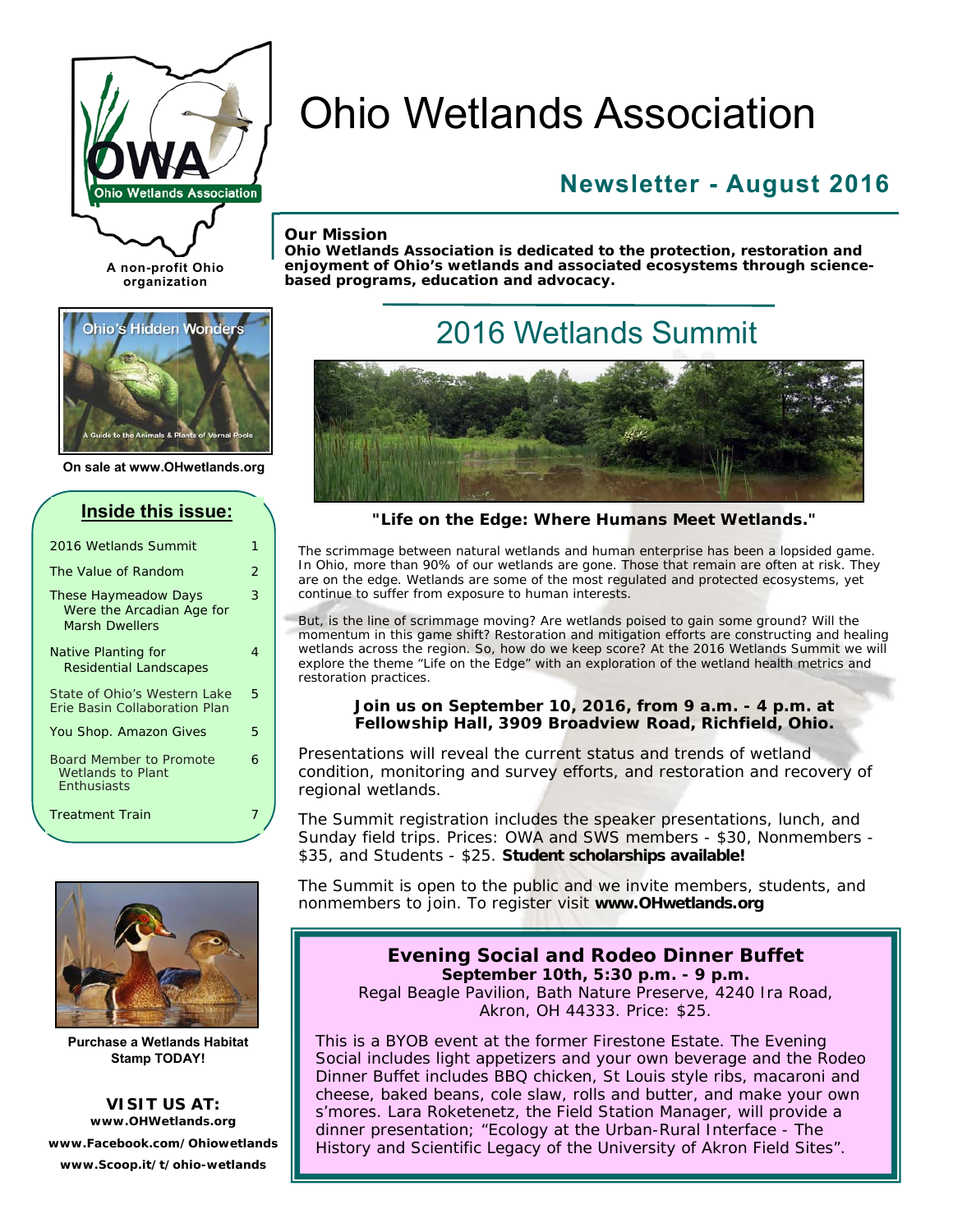# Ohio Wetlands Association

## Newsletter - August 2016

A non-profit Ohio organization

**Our Mission**
**Ohio Wetlands Association is dedicated to the protection, restoration and enjoyment of Ohio's wetlands and associated ecosystems through science-based programs, education and advocacy.**

On sale at www.OHwetlands.org

### Inside this issue:

| | |
|---|---|
| 2016 Wetlands Summit | 1 |
| The Value of Random | 2 |
| These Haymeadow Days Were the Arcadian Age for Marsh Dwellers | 3 |
| Native Planting for Residential Landscapes | 4 |
| State of Ohio's Western Lake Erie Basin Collaboration Plan | 5 |
| You Shop. Amazon Gives | 5 |
| Board Member to Promote Wetlands to Plant Enthusiasts | 6 |
| Treatment Train | 7 |

**Purchase a Wetlands Habitat Stamp TODAY!**

**VISIT US AT:**
**www.OHWetlands.org**
**www.Facebook.com/Ohiowetlands**
**www.Scoop.it/t/ohio-wetlands**

## 2016 Wetlands Summit

**"Life on the Edge: Where Humans Meet Wetlands."**

The scrimmage between natural wetlands and human enterprise has been a lopsided game. In Ohio, more than 90% of our wetlands are gone. Those that remain are often at risk. They are on the edge. Wetlands are some of the most regulated and protected ecosystems, yet continue to suffer from exposure to human interests.

But, is the line of scrimmage moving? Are wetlands poised to gain some ground? Will the momentum in this game shift? Restoration and mitigation efforts are constructing and healing wetlands across the region. So, how do we keep score? At the 2016 Wetlands Summit we will explore the theme "Life on the Edge" with an exploration of the wetland health metrics and restoration practices.

**Join us on September 10, 2016, from 9 a.m. - 4 p.m. at Fellowship Hall, 3909 Broadview Road, Richfield, Ohio.**

Presentations will reveal the current status and trends of wetland condition, monitoring and survey efforts, and restoration and recovery of regional wetlands.

The Summit registration includes the speaker presentations, lunch, and Sunday field trips. Prices: OWA and SWS members - $30, Nonmembers - $35, and Students - $25. **Student scholarships available!**

The Summit is open to the public and we invite members, students, and nonmembers to join. To register visit **www.OHwetlands.org**

### Evening Social and Rodeo Dinner Buffet

**September 10th, 5:30 p.m. - 9 p.m.**
Regal Beagle Pavilion, Bath Nature Preserve, 4240 Ira Road, Akron, OH 44333. Price: $25.

This is a BYOB event at the former Firestone Estate. The Evening Social includes light appetizers and your own beverage and the Rodeo Dinner Buffet includes BBQ chicken, St Louis style ribs, macaroni and cheese, baked beans, cole slaw, rolls and butter, and make your own s'mores. Lara Roketenetz, the Field Station Manager, will provide a dinner presentation; "Ecology at the Urban-Rural Interface - The History and Scientific Legacy of the University of Akron Field Sites".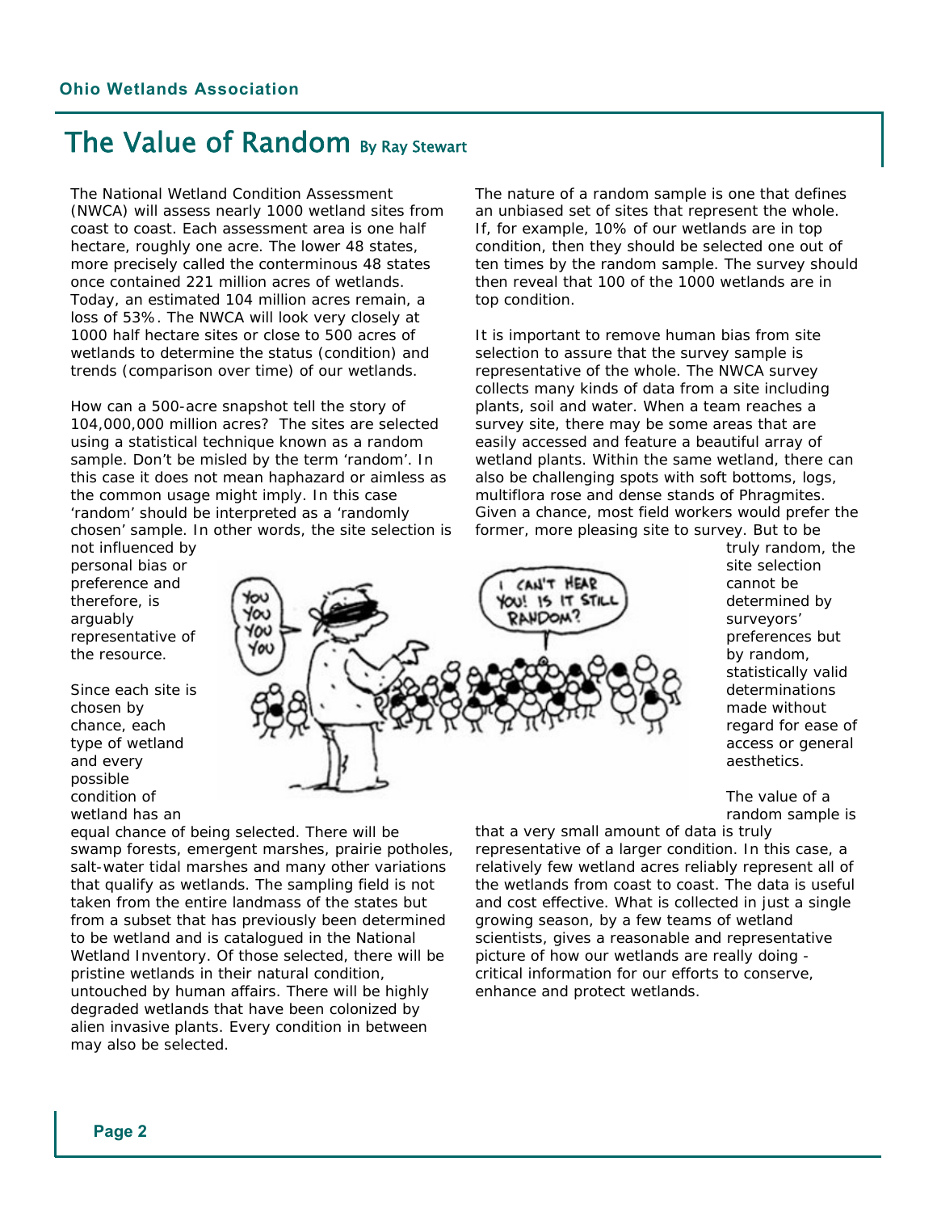# The Value of Random

By Ray Stewart

The National Wetland Condition Assessment (NWCA) will assess nearly 1000 wetland sites from coast to coast. Each assessment area is one half hectare, roughly one acre. The lower 48 states, more precisely called the conterminous 48 states once contained 221 million acres of wetlands. Today, an estimated 104 million acres remain, a loss of 53%. The NWCA will look very closely at 1000 half hectare sites or close to 500 acres of wetlands to determine the status (condition) and trends (comparison over time) of our wetlands.

How can a 500-acre snapshot tell the story of 104,000,000 million acres? The sites are selected using a statistical technique known as a random sample. Don't be misled by the term 'random'. In this case it does not mean haphazard or aimless as the common usage might imply. In this case 'random' should be interpreted as a 'randomly chosen' sample. In other words, the site selection is not influenced by personal bias or preference and therefore, is arguably representative of the resource.

Since each site is chosen by chance, each type of wetland and every possible condition of wetland has an equal chance of being selected. There will be swamp forests, emergent marshes, prairie potholes, salt-water tidal marshes and many other variations that qualify as wetlands. The sampling field is not taken from the entire landmass of the states but from a subset that has previously been determined to be wetland and is catalogued in the National Wetland Inventory. Of those selected, there will be pristine wetlands in their natural condition, untouched by human affairs. There will be highly degraded wetlands that have been colonized by alien invasive plants. Every condition in between may also be selected.

The nature of a random sample is one that defines an unbiased set of sites that represent the whole. If, for example, 10% of our wetlands are in top condition, then they should be selected one out of ten times by the random sample. The survey should then reveal that 100 of the 1000 wetlands are in top condition.

It is important to remove human bias from site selection to assure that the survey sample is representative of the whole. The NWCA survey collects many kinds of data from a site including plants, soil and water. When a team reaches a survey site, there may be some areas that are easily accessed and feature a beautiful array of wetland plants. Within the same wetland, there can also be challenging spots with soft bottoms, logs, multiflora rose and dense stands of Phragmites. Given a chance, most field workers would prefer the former, more pleasing site to survey. But to be truly random, the site selection cannot be determined by surveyors' preferences but by random, statistically valid determinations made without regard for ease of access or general aesthetics.

The value of a random sample is that a very small amount of data is truly representative of a larger condition. In this case, a relatively few wetland acres reliably represent all of the wetlands from coast to coast. The data is useful and cost effective. What is collected in just a single growing season, by a few teams of wetland scientists, gives a reasonable and representative picture of how our wetlands are really doing - critical information for our efforts to conserve, enhance and protect wetlands.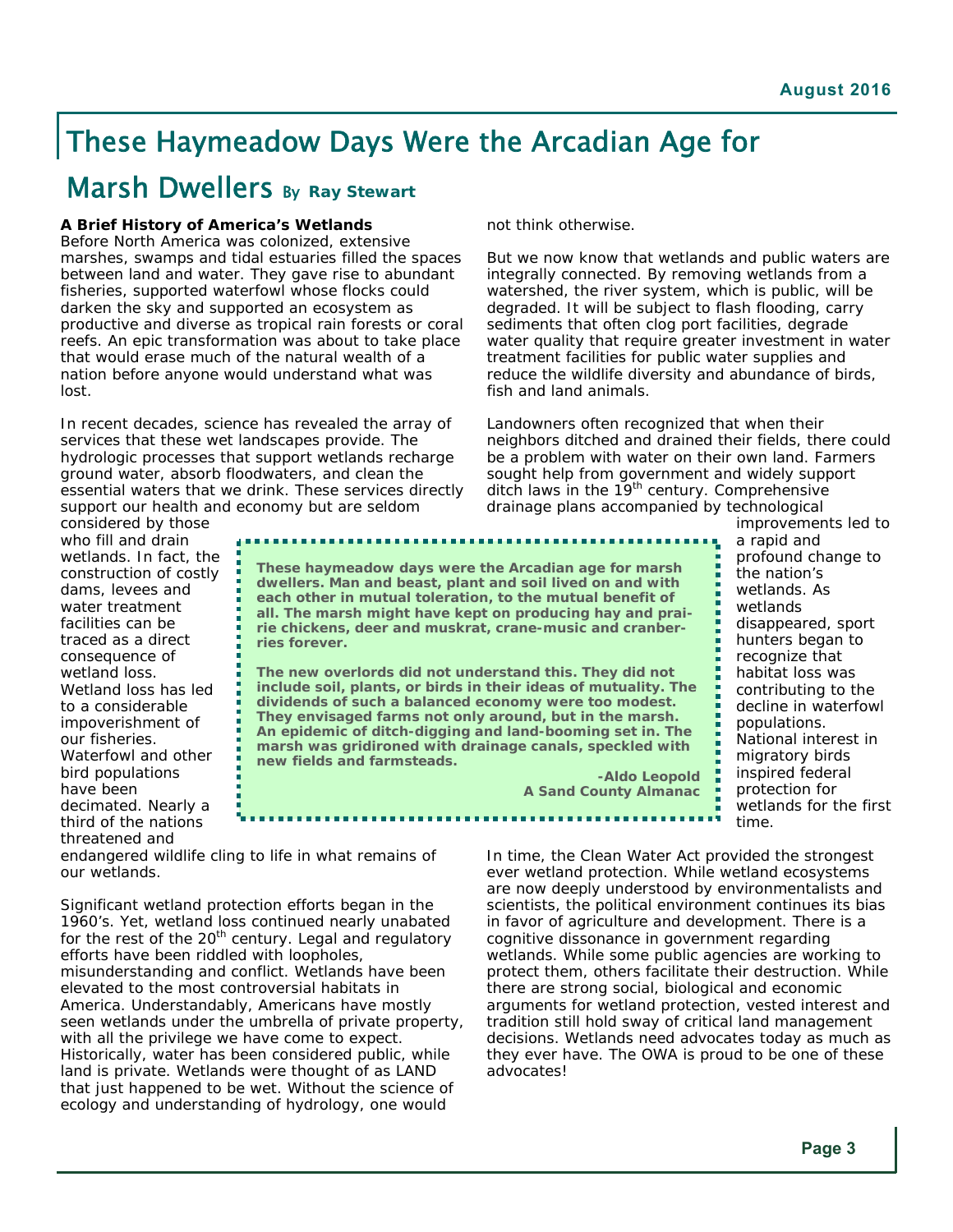# These Haymeadow Days Were the Arcadian Age for Marsh Dwellers

By **Ray Stewart**

**A Brief History of America's Wetlands**

Before North America was colonized, extensive marshes, swamps and tidal estuaries filled the spaces between land and water. They gave rise to abundant fisheries, supported waterfowl whose flocks could darken the sky and supported an ecosystem as productive and diverse as tropical rain forests or coral reefs. An epic transformation was about to take place that would erase much of the natural wealth of a nation before anyone would understand what was lost.

In recent decades, science has revealed the array of services that these wet landscapes provide. The hydrologic processes that support wetlands recharge ground water, absorb floodwaters, and clean the essential waters that we drink. These services directly support our health and economy but are seldom considered by those who fill and drain wetlands. In fact, the construction of costly dams, levees and water treatment facilities can be traced as a direct consequence of wetland loss. Wetland loss has led to a considerable impoverishment of our fisheries. Waterfowl and other bird populations have been decimated. Nearly a third of the nations threatened and endangered wildlife cling to life in what remains of our wetlands.

> **These haymeadow days were the Arcadian age for marsh dwellers. Man and beast, plant and soil lived on and with each other in mutual toleration, to the mutual benefit of all. The marsh might have kept on producing hay and prairie chickens, deer and muskrat, crane-music and cranberries forever.**
>
> **The new overlords did not understand this. They did not include soil, plants, or birds in their ideas of mutuality. The dividends of such a balanced economy were too modest. They envisaged farms not only around, but in the marsh. An epidemic of ditch-digging and land-booming set in. The marsh was gridironed with drainage canals, speckled with new fields and farmsteads.**
>
> **-Aldo Leopold**
> **A Sand County Almanac**

Significant wetland protection efforts began in the 1960's. Yet, wetland loss continued nearly unabated for the rest of the 20th century. Legal and regulatory efforts have been riddled with loopholes, misunderstanding and conflict. Wetlands have been elevated to the most controversial habitats in America. Understandably, Americans have mostly seen wetlands under the umbrella of private property, with all the privilege we have come to expect. Historically, water has been considered public, while land is private. Wetlands were thought of as LAND that just happened to be wet. Without the science of ecology and understanding of hydrology, one would not think otherwise.

But we now know that wetlands and public waters are integrally connected. By removing wetlands from a watershed, the river system, which is public, will be degraded. It will be subject to flash flooding, carry sediments that often clog port facilities, degrade water quality that require greater investment in water treatment facilities for public water supplies and reduce the wildlife diversity and abundance of birds, fish and land animals.

Landowners often recognized that when their neighbors ditched and drained their fields, there could be a problem with water on their own land. Farmers sought help from government and widely support ditch laws in the 19th century. Comprehensive drainage plans accompanied by technological improvements led to a rapid and profound change to the nation's wetlands. As wetlands disappeared, sport hunters began to recognize that habitat loss was contributing to the decline in waterfowl populations. National interest in migratory birds inspired federal protection for wetlands for the first time.

In time, the Clean Water Act provided the strongest ever wetland protection. While wetland ecosystems are now deeply understood by environmentalists and scientists, the political environment continues its bias in favor of agriculture and development. There is a cognitive dissonance in government regarding wetlands. While some public agencies are working to protect them, others facilitate their destruction. While there are strong social, biological and economic arguments for wetland protection, vested interest and tradition still hold sway of critical land management decisions. Wetlands need advocates today as much as they ever have. The OWA is proud to be one of these advocates!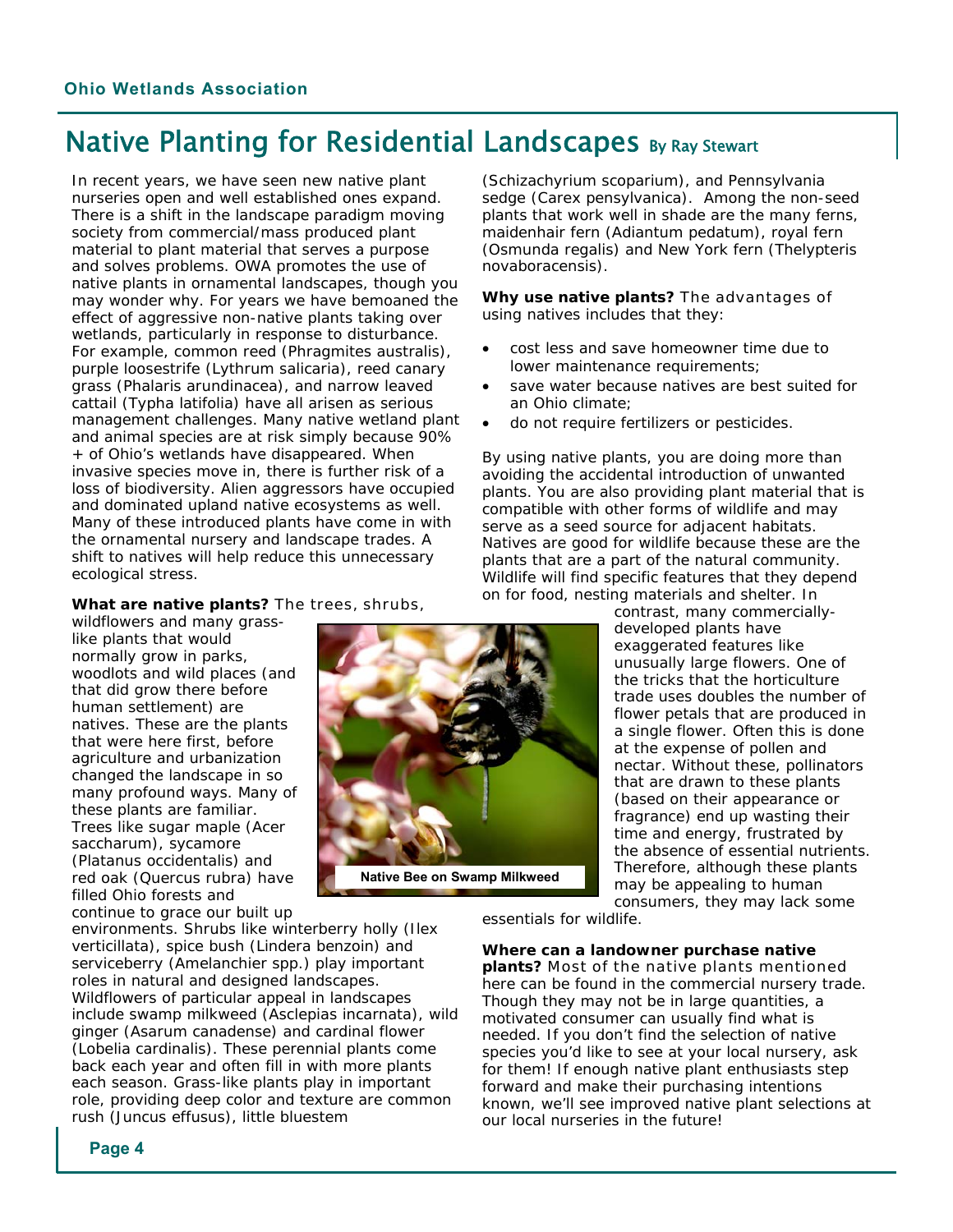**Ohio Wetlands Association**

# Native Planting for Residential Landscapes By Ray Stewart

In recent years, we have seen new native plant nurseries open and well established ones expand. There is a shift in the landscape paradigm moving society from commercial/mass produced plant material to plant material that serves a purpose and solves problems. OWA promotes the use of native plants in ornamental landscapes, though you may wonder why. For years we have bemoaned the effect of aggressive non-native plants taking over wetlands, particularly in response to disturbance. For example, common reed (Phragmites australis), purple loosestrife (Lythrum salicaria), reed canary grass (Phalaris arundinacea), and narrow leaved cattail (Typha latifolia) have all arisen as serious management challenges. Many native wetland plant and animal species are at risk simply because 90% + of Ohio's wetlands have disappeared. When invasive species move in, there is further risk of a loss of biodiversity. Alien aggressors have occupied and dominated upland native ecosystems as well. Many of these introduced plants have come in with the ornamental nursery and landscape trades. A shift to natives will help reduce this unnecessary ecological stress.

**What are native plants?** The trees, shrubs, wildflowers and many grass-like plants that would normally grow in parks, woodlots and wild places (and that did grow there before human settlement) are natives. These are the plants that were here first, before agriculture and urbanization changed the landscape in so many profound ways. Many of these plants are familiar. Trees like sugar maple (Acer saccharum), sycamore (Platanus occidentalis) and red oak (Quercus rubra) have filled Ohio forests and continue to grace our built up environments. Shrubs like winterberry holly (Ilex verticillata), spice bush (Lindera benzoin) and serviceberry (Amelanchier spp.) play important roles in natural and designed landscapes. Wildflowers of particular appeal in landscapes include swamp milkweed (Asclepias incarnata), wild ginger (Asarum canadense) and cardinal flower (Lobelia cardinalis). These perennial plants come back each year and often fill in with more plants each season. Grass-like plants play in important role, providing deep color and texture are common rush (Juncus effusus), little bluestem (Schizachyrium scoparium), and Pennsylvania sedge (Carex pensylvanica). Among the non-seed plants that work well in shade are the many ferns, maidenhair fern (Adiantum pedatum), royal fern (Osmunda regalis) and New York fern (Thelypteris novaboracensis).

Native Bee on Swamp Milkweed

**Why use native plants?** The advantages of using natives includes that they:

- cost less and save homeowner time due to lower maintenance requirements;
- save water because natives are best suited for an Ohio climate;
- do not require fertilizers or pesticides.

By using native plants, you are doing more than avoiding the accidental introduction of unwanted plants. You are also providing plant material that is compatible with other forms of wildlife and may serve as a seed source for adjacent habitats. Natives are good for wildlife because these are the plants that are a part of the natural community. Wildlife will find specific features that they depend on for food, nesting materials and shelter. In contrast, many commercially-developed plants have exaggerated features like unusually large flowers. One of the tricks that the horticulture trade uses doubles the number of flower petals that are produced in a single flower. Often this is done at the expense of pollen and nectar. Without these, pollinators that are drawn to these plants (based on their appearance or fragrance) end up wasting their time and energy, frustrated by the absence of essential nutrients. Therefore, although these plants may be appealing to human consumers, they may lack some essentials for wildlife.

**Where can a landowner purchase native plants?** Most of the native plants mentioned here can be found in the commercial nursery trade. Though they may not be in large quantities, a motivated consumer can usually find what is needed. If you don't find the selection of native species you'd like to see at your local nursery, ask for them! If enough native plant enthusiasts step forward and make their purchasing intentions known, we'll see improved native plant selections at our local nurseries in the future!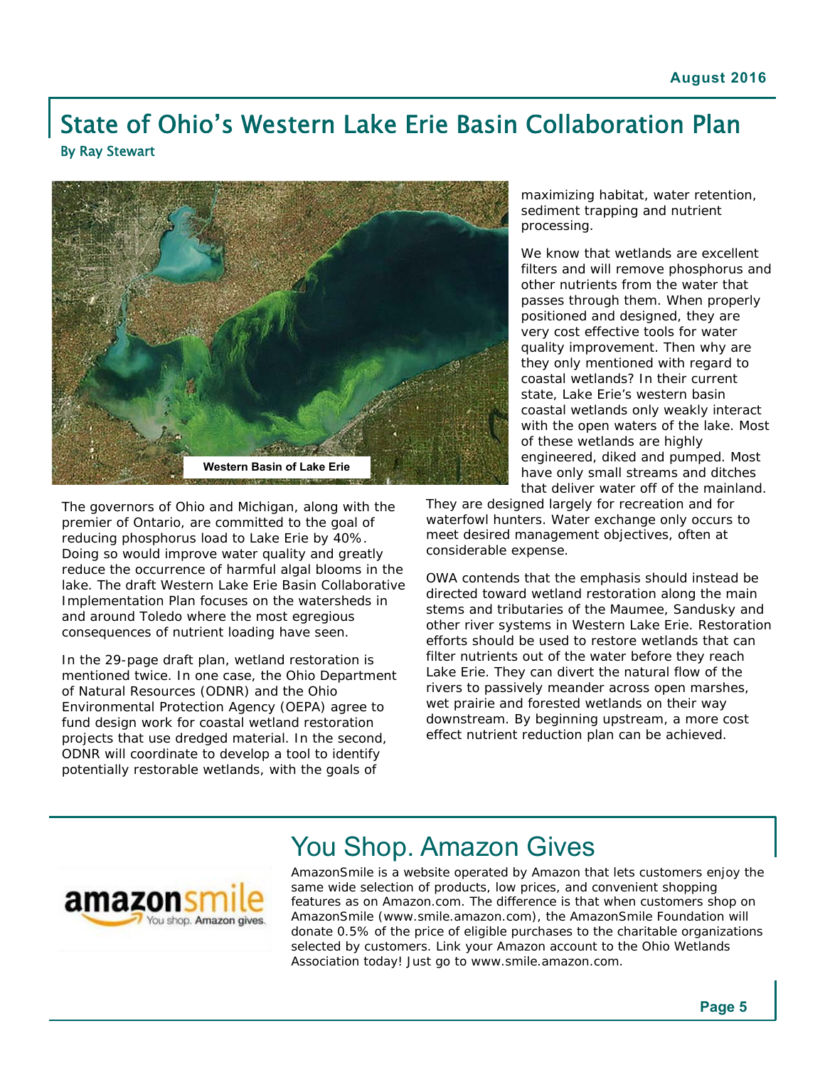# State of Ohio's Western Lake Erie Basin Collaboration Plan

**By Ray Stewart**

Western Basin of Lake Erie

The governors of Ohio and Michigan, along with the premier of Ontario, are committed to the goal of reducing phosphorus load to Lake Erie by 40%. Doing so would improve water quality and greatly reduce the occurrence of harmful algal blooms in the lake. The draft Western Lake Erie Basin Collaborative Implementation Plan focuses on the watersheds in and around Toledo where the most egregious consequences of nutrient loading have seen.

In the 29-page draft plan, wetland restoration is mentioned twice. In one case, the Ohio Department of Natural Resources (ODNR) and the Ohio Environmental Protection Agency (OEPA) agree to fund design work for coastal wetland restoration projects that use dredged material. In the second, ODNR will coordinate to develop a tool to identify potentially restorable wetlands, with the goals of maximizing habitat, water retention, sediment trapping and nutrient processing.

We know that wetlands are excellent filters and will remove phosphorus and other nutrients from the water that passes through them. When properly positioned and designed, they are very cost effective tools for water quality improvement. Then why are they only mentioned with regard to coastal wetlands? In their current state, Lake Erie's western basin coastal wetlands only weakly interact with the open waters of the lake. Most of these wetlands are highly engineered, diked and pumped. Most have only small streams and ditches that deliver water off of the mainland. They are designed largely for recreation and for waterfowl hunters. Water exchange only occurs to meet desired management objectives, often at considerable expense.

OWA contends that the emphasis should instead be directed toward wetland restoration along the main stems and tributaries of the Maumee, Sandusky and other river systems in Western Lake Erie. Restoration efforts should be used to restore wetlands that can filter nutrients out of the water before they reach Lake Erie. They can divert the natural flow of the rivers to passively meander across open marshes, wet prairie and forested wetlands on their way downstream. By beginning upstream, a more cost effect nutrient reduction plan can be achieved.

## You Shop. Amazon Gives

amazonsmile — You shop. Amazon gives.

AmazonSmile is a website operated by Amazon that lets customers enjoy the same wide selection of products, low prices, and convenient shopping features as on Amazon.com. The difference is that when customers shop on AmazonSmile (www.smile.amazon.com), the AmazonSmile Foundation will donate 0.5% of the price of eligible purchases to the charitable organizations selected by customers. Link your Amazon account to the Ohio Wetlands Association today! Just go to www.smile.amazon.com.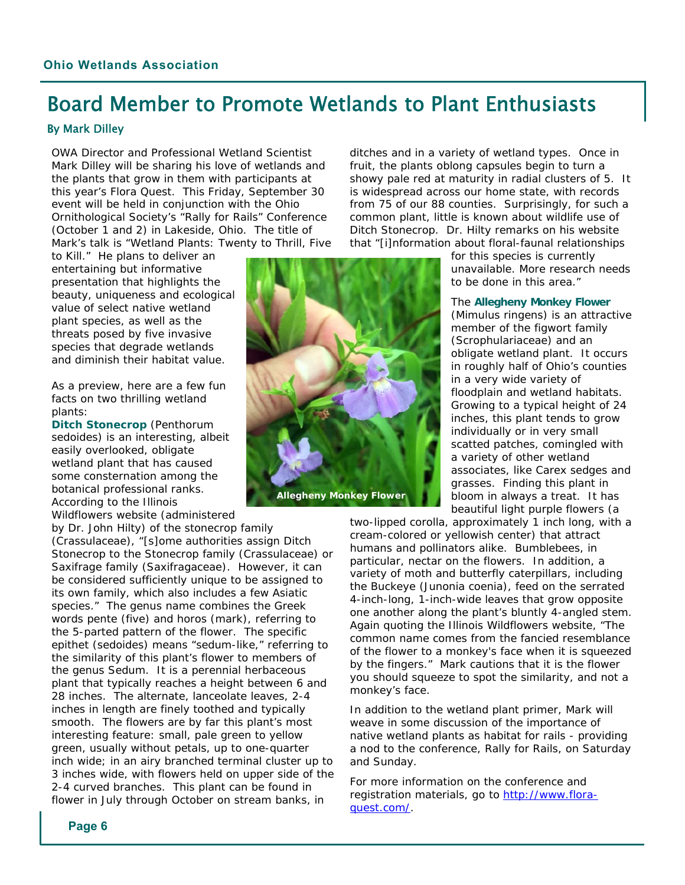# Board Member to Promote Wetlands to Plant Enthusiasts

**By Mark Dilley**

OWA Director and Professional Wetland Scientist Mark Dilley will be sharing his love of wetlands and the plants that grow in them with participants at this year's Flora Quest. This Friday, September 30 event will be held in conjunction with the Ohio Ornithological Society's "Rally for Rails" Conference (October 1 and 2) in Lakeside, Ohio. The title of Mark's talk is "Wetland Plants: Twenty to Thrill, Five to Kill." He plans to deliver an entertaining but informative presentation that highlights the beauty, uniqueness and ecological value of select native wetland plant species, as well as the threats posed by five invasive species that degrade wetlands and diminish their habitat value.

As a preview, here are a few fun facts on two thrilling wetland plants:

**Ditch Stonecrop** (Penthorum sedoides) is an interesting, albeit easily overlooked, obligate wetland plant that has caused some consternation among the botanical professional ranks. According to the Illinois Wildflowers website (administered by Dr. John Hilty) of the stonecrop family (Crassulaceae), "[s]ome authorities assign Ditch Stonecrop to the Stonecrop family (Crassulaceae) or Saxifrage family (Saxifragaceae). However, it can be considered sufficiently unique to be assigned to its own family, which also includes a few Asiatic species." The genus name combines the Greek words pente (five) and horos (mark), referring to the 5-parted pattern of the flower. The specific epithet (sedoides) means "sedum-like," referring to the similarity of this plant's flower to members of the genus Sedum. It is a perennial herbaceous plant that typically reaches a height between 6 and 28 inches. The alternate, lanceolate leaves, 2-4 inches in length are finely toothed and typically smooth. The flowers are by far this plant's most interesting feature: small, pale green to yellow green, usually without petals, up to one-quarter inch wide; in an airy branched terminal cluster up to 3 inches wide, with flowers held on upper side of the 2-4 curved branches. This plant can be found in flower in July through October on stream banks, in ditches and in a variety of wetland types. Once in fruit, the plants oblong capsules begin to turn a showy pale red at maturity in radial clusters of 5. It is widespread across our home state, with records from 75 of our 88 counties. Surprisingly, for such a common plant, little is known about wildlife use of Ditch Stonecrop. Dr. Hilty remarks on his website that "[i]nformation about floral-faunal relationships for this species is currently unavailable. More research needs to be done in this area."

Allegheny Monkey Flower

The **Allegheny Monkey Flower** (Mimulus ringens) is an attractive member of the figwort family (Scrophulariaceae) and an obligate wetland plant. It occurs in roughly half of Ohio's counties in a very wide variety of floodplain and wetland habitats. Growing to a typical height of 24 inches, this plant tends to grow individually or in very small scatted patches, comingled with a variety of other wetland associates, like Carex sedges and grasses. Finding this plant in bloom in always a treat. It has beautiful light purple flowers (a two-lipped corolla, approximately 1 inch long, with a cream-colored or yellowish center) that attract humans and pollinators alike. Bumblebees, in particular, nectar on the flowers. In addition, a variety of moth and butterfly caterpillars, including the Buckeye (Junonia coenia), feed on the serrated 4-inch-long, 1-inch-wide leaves that grow opposite one another along the plant's bluntly 4-angled stem. Again quoting the Illinois Wildflowers website, "The common name comes from the fancied resemblance of the flower to a monkey's face when it is squeezed by the fingers." Mark cautions that it is the flower you should squeeze to spot the similarity, and not a monkey's face.

In addition to the wetland plant primer, Mark will weave in some discussion of the importance of native wetland plants as habitat for rails - providing a nod to the conference, Rally for Rails, on Saturday and Sunday.

For more information on the conference and registration materials, go to [http://www.flora-quest.com/](http://www.flora-quest.com/).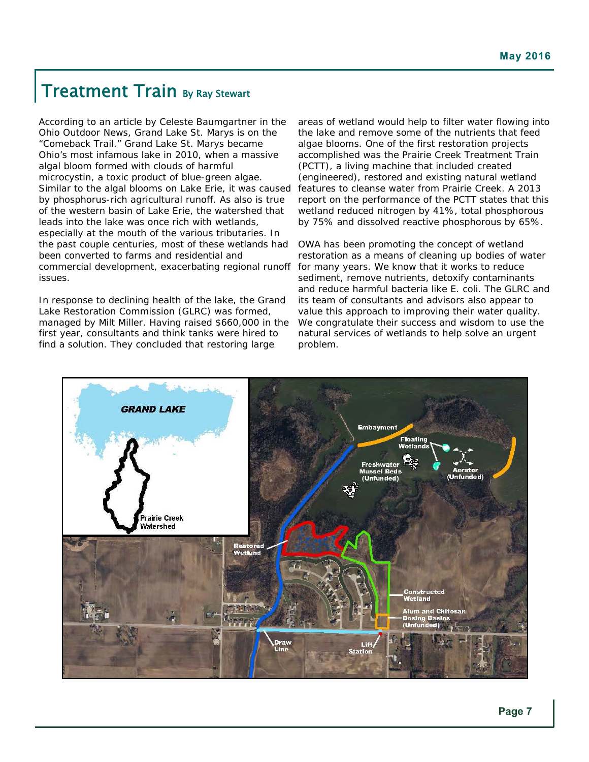# Treatment Train

**By Ray Stewart**

According to an article by Celeste Baumgartner in the Ohio Outdoor News, Grand Lake St. Marys is on the "Comeback Trail." Grand Lake St. Marys became Ohio's most infamous lake in 2010, when a massive algal bloom formed with clouds of harmful microcystin, a toxic product of blue-green algae. Similar to the algal blooms on Lake Erie, it was caused by phosphorus-rich agricultural runoff. As also is true of the western basin of Lake Erie, the watershed that leads into the lake was once rich with wetlands, especially at the mouth of the various tributaries. In the past couple centuries, most of these wetlands had been converted to farms and residential and commercial development, exacerbating regional runoff issues.

In response to declining health of the lake, the Grand Lake Restoration Commission (GLRC) was formed, managed by Milt Miller. Having raised $660,000 in the first year, consultants and think tanks were hired to find a solution. They concluded that restoring large areas of wetland would help to filter water flowing into the lake and remove some of the nutrients that feed algae blooms. One of the first restoration projects accomplished was the Prairie Creek Treatment Train (PCTT), a living machine that included created (engineered), restored and existing natural wetland features to cleanse water from Prairie Creek. A 2013 report on the performance of the PCTT states that this wetland reduced nitrogen by 41%, total phosphorous by 75% and dissolved reactive phosphorous by 65%.

OWA has been promoting the concept of wetland restoration as a means of cleaning up bodies of water for many years. We know that it works to reduce sediment, remove nutrients, detoxify contaminants and reduce harmful bacteria like E. coli. The GLRC and its team of consultants and advisors also appear to value this approach to improving their water quality. We congratulate their success and wisdom to use the natural services of wetlands to help solve an urgent problem.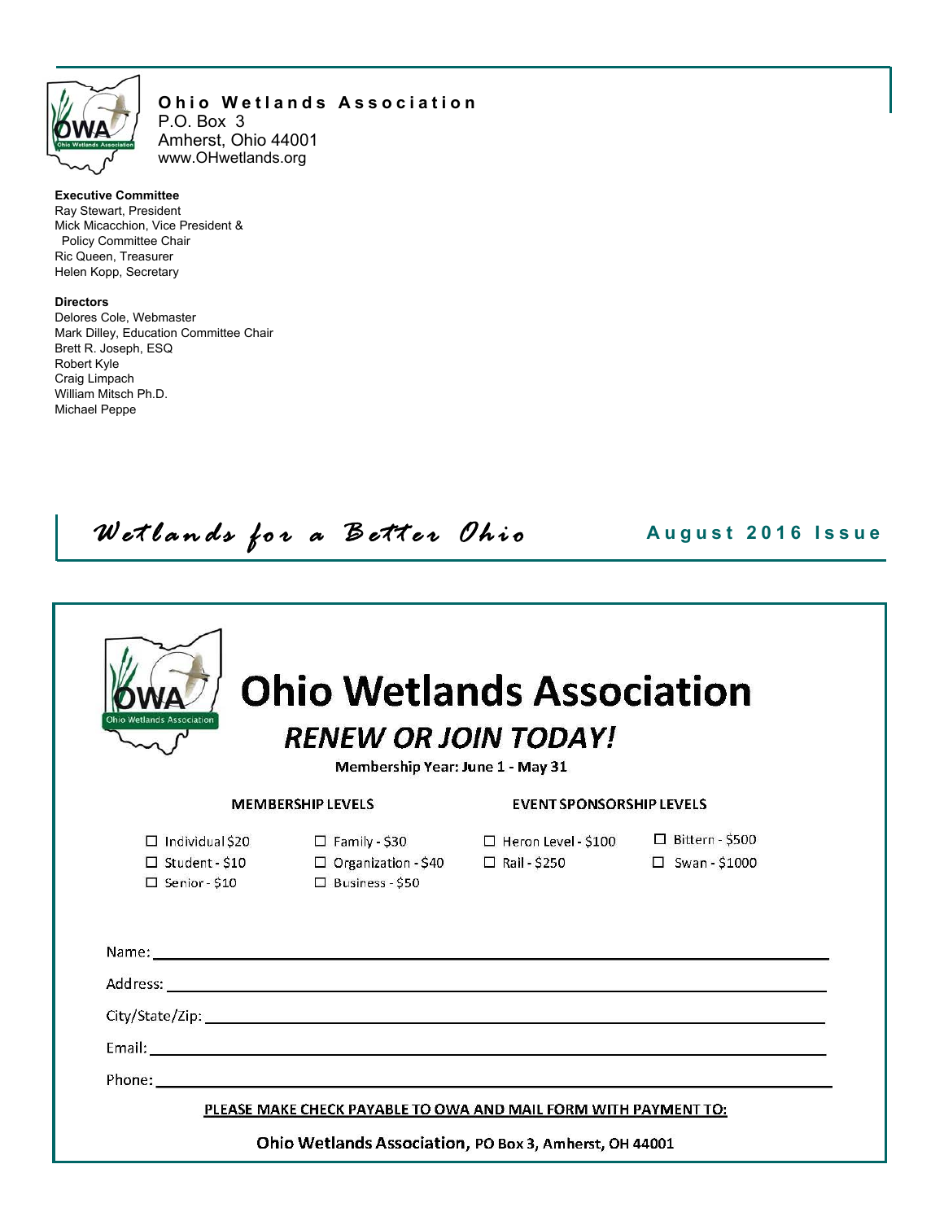**Ohio Wetlands Association**
P.O. Box 3
Amherst, Ohio 44001
www.OHwetlands.org

**Executive Committee**
Ray Stewart, President
Mick Micacchion, Vice President & Policy Committee Chair
Ric Queen, Treasurer
Helen Kopp, Secretary

**Directors**
Delores Cole, Webmaster
Mark Dilley, Education Committee Chair
Brett R. Joseph, ESQ
Robert Kyle
Craig Limpach
William Mitsch Ph.D.
Michael Peppe

*Wetlands for a Better Ohio* — **August 2016 Issue**

# Ohio Wetlands Association

## *RENEW OR JOIN TODAY!*

**Membership Year: June 1 - May 31**

| MEMBERSHIP LEVELS | | EVENT SPONSORSHIP LEVELS | |
|---|---|---|---|
| ☐ Individual $20 | ☐ Family - $30 | ☐ Heron Level - $100 | ☐ Bittern - $500 |
| ☐ Student - $10 | ☐ Organization - $40 | ☐ Rail - $250 | ☐ Swan - $1000 |
| ☐ Senior - $10 | ☐ Business - $50 | | |

Name: ______________________________

Address: ______________________________

City/State/Zip: ______________________________

Email: ______________________________

Phone: ______________________________

PLEASE MAKE CHECK PAYABLE TO OWA AND MAIL FORM WITH PAYMENT TO:

**Ohio Wetlands Association**, PO Box 3, Amherst, OH 44001